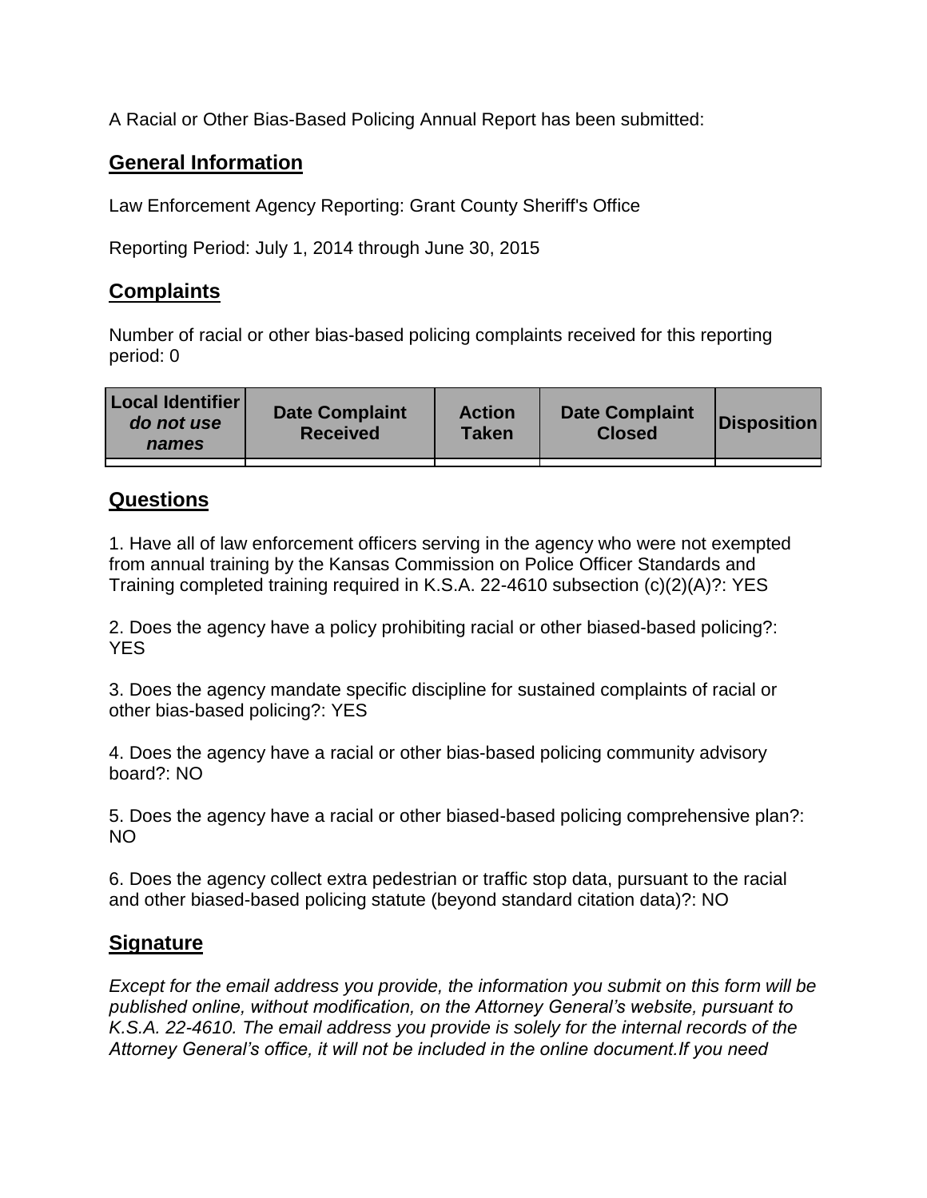A Racial or Other Bias-Based Policing Annual Report has been submitted:

## General Information

Law Enforcement Agency Reporting: Grant County Sheriff's Office

Reporting Period: July 1, 2014 through June 30, 2015

## Complaints

Number of racial or other bias-based policing complaints received for this reporting period: 0

| **Local Identifier** ***do not use names*** | **Date Complaint Received** | **Action Taken** | **Date Complaint Closed** | **Disposition** |
|---|---|---|---|---|
| | | | | |

## Questions

1. Have all of law enforcement officers serving in the agency who were not exempted from annual training by the Kansas Commission on Police Officer Standards and Training completed training required in K.S.A. 22-4610 subsection (c)(2)(A)?: YES

2. Does the agency have a policy prohibiting racial or other biased-based policing?: YES

3. Does the agency mandate specific discipline for sustained complaints of racial or other bias-based policing?: YES

4. Does the agency have a racial or other bias-based policing community advisory board?: NO

5. Does the agency have a racial or other biased-based policing comprehensive plan?: NO

6. Does the agency collect extra pedestrian or traffic stop data, pursuant to the racial and other biased-based policing statute (beyond standard citation data)?: NO

## Signature

*Except for the email address you provide, the information you submit on this form will be published online, without modification, on the Attorney General's website, pursuant to K.S.A. 22-4610. The email address you provide is solely for the internal records of the Attorney General's office, it will not be included in the online document.If you need*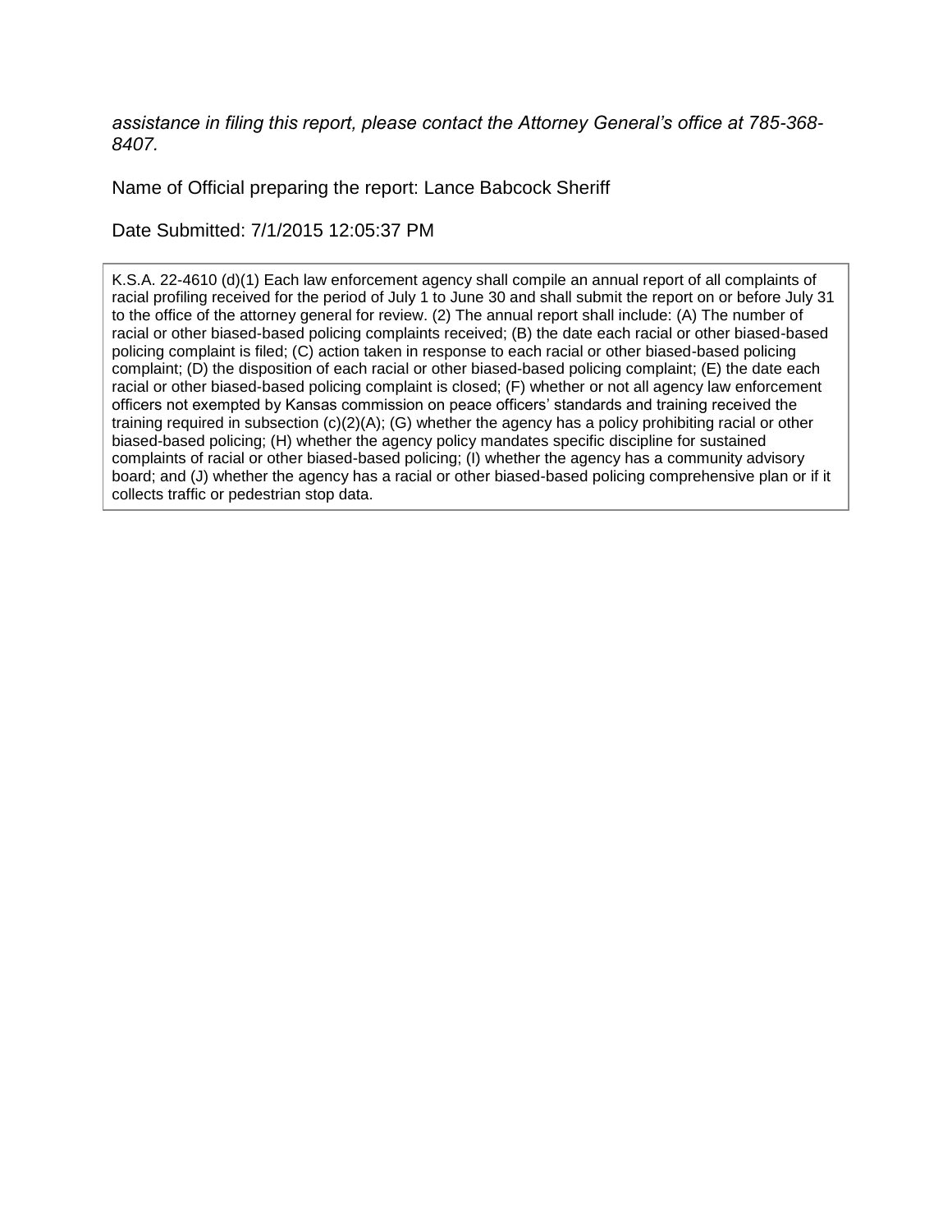*assistance in filing this report, please contact the Attorney General's office at 785-368-8407.*

Name of Official preparing the report: Lance Babcock Sheriff

Date Submitted: 7/1/2015 12:05:37 PM

K.S.A. 22-4610 (d)(1) Each law enforcement agency shall compile an annual report of all complaints of racial profiling received for the period of July 1 to June 30 and shall submit the report on or before July 31 to the office of the attorney general for review. (2) The annual report shall include: (A) The number of racial or other biased-based policing complaints received; (B) the date each racial or other biased-based policing complaint is filed; (C) action taken in response to each racial or other biased-based policing complaint; (D) the disposition of each racial or other biased-based policing complaint; (E) the date each racial or other biased-based policing complaint is closed; (F) whether or not all agency law enforcement officers not exempted by Kansas commission on peace officers' standards and training received the training required in subsection (c)(2)(A); (G) whether the agency has a policy prohibiting racial or other biased-based policing; (H) whether the agency policy mandates specific discipline for sustained complaints of racial or other biased-based policing; (I) whether the agency has a community advisory board; and (J) whether the agency has a racial or other biased-based policing comprehensive plan or if it collects traffic or pedestrian stop data.